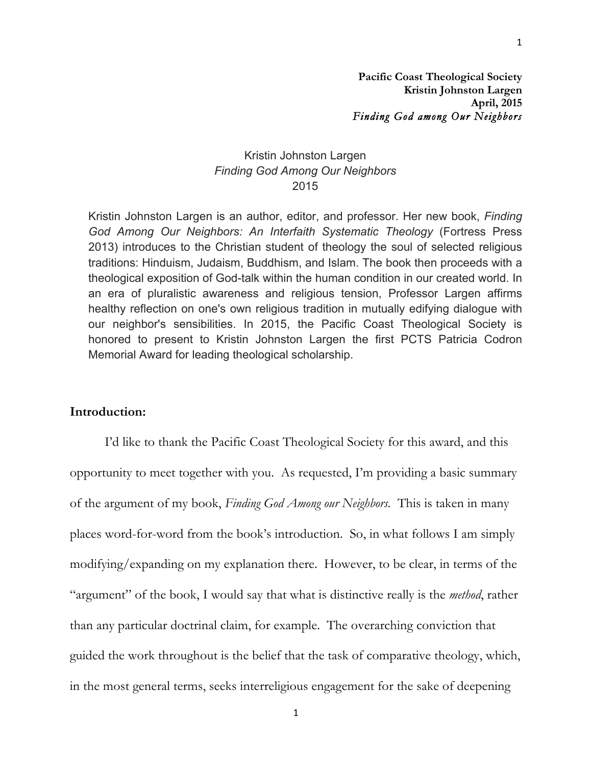**Pacific Coast Theological Society**
**Kristin Johnston Largen**
**April, 2015**
*Finding God among Our Neighbors*

Kristin Johnston Largen
*Finding God Among Our Neighbors*
2015

Kristin Johnston Largen is an author, editor, and professor. Her new book, *Finding God Among Our Neighbors: An Interfaith Systematic Theology* (Fortress Press 2013) introduces to the Christian student of theology the soul of selected religious traditions: Hinduism, Judaism, Buddhism, and Islam. The book then proceeds with a theological exposition of God-talk within the human condition in our created world. In an era of pluralistic awareness and religious tension, Professor Largen affirms healthy reflection on one's own religious tradition in mutually edifying dialogue with our neighbor's sensibilities. In 2015, the Pacific Coast Theological Society is honored to present to Kristin Johnston Largen the first PCTS Patricia Codron Memorial Award for leading theological scholarship.

## Introduction:

I'd like to thank the Pacific Coast Theological Society for this award, and this opportunity to meet together with you. As requested, I'm providing a basic summary of the argument of my book, *Finding God Among our Neighbors.* This is taken in many places word-for-word from the book's introduction. So, in what follows I am simply modifying/expanding on my explanation there. However, to be clear, in terms of the "argument" of the book, I would say that what is distinctive really is the *method*, rather than any particular doctrinal claim, for example. The overarching conviction that guided the work throughout is the belief that the task of comparative theology, which, in the most general terms, seeks interreligious engagement for the sake of deepening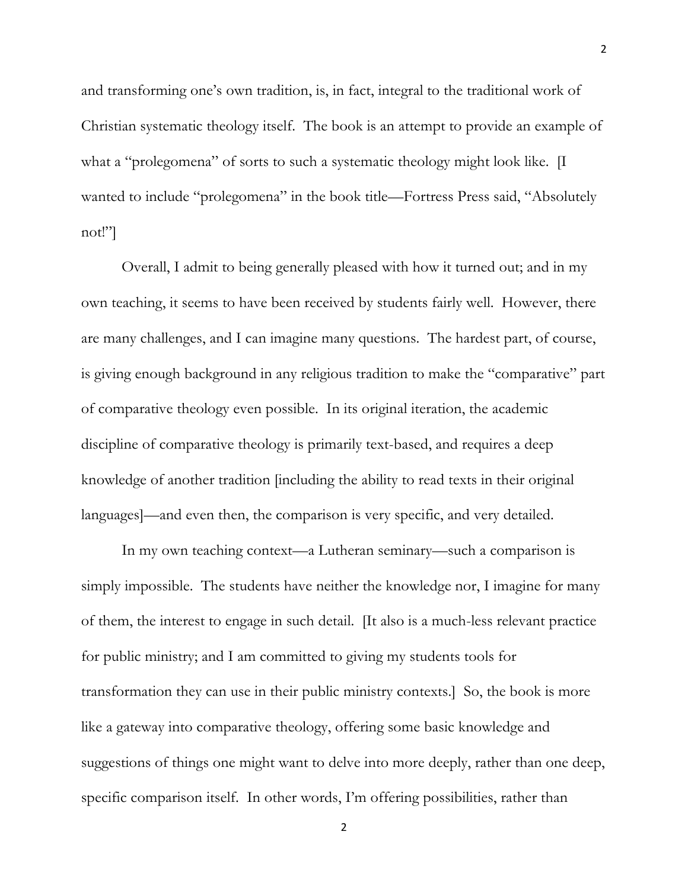and transforming one's own tradition, is, in fact, integral to the traditional work of Christian systematic theology itself. The book is an attempt to provide an example of what a "prolegomena" of sorts to such a systematic theology might look like. [I wanted to include "prolegomena" in the book title—Fortress Press said, "Absolutely not!"]

Overall, I admit to being generally pleased with how it turned out; and in my own teaching, it seems to have been received by students fairly well. However, there are many challenges, and I can imagine many questions. The hardest part, of course, is giving enough background in any religious tradition to make the "comparative" part of comparative theology even possible. In its original iteration, the academic discipline of comparative theology is primarily text-based, and requires a deep knowledge of another tradition [including the ability to read texts in their original languages]—and even then, the comparison is very specific, and very detailed.

In my own teaching context—a Lutheran seminary—such a comparison is simply impossible. The students have neither the knowledge nor, I imagine for many of them, the interest to engage in such detail. [It also is a much-less relevant practice for public ministry; and I am committed to giving my students tools for transformation they can use in their public ministry contexts.] So, the book is more like a gateway into comparative theology, offering some basic knowledge and suggestions of things one might want to delve into more deeply, rather than one deep, specific comparison itself. In other words, I'm offering possibilities, rather than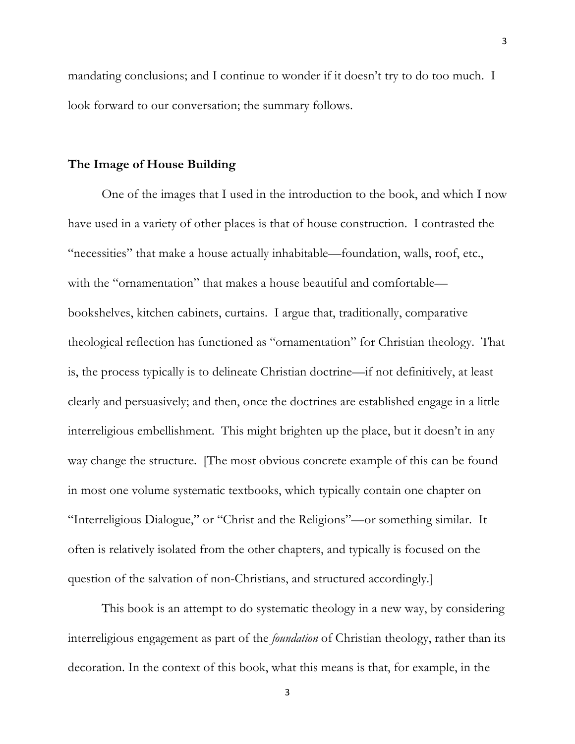mandating conclusions; and I continue to wonder if it doesn't try to do too much. I look forward to our conversation; the summary follows.

## The Image of House Building

One of the images that I used in the introduction to the book, and which I now have used in a variety of other places is that of house construction. I contrasted the "necessities" that make a house actually inhabitable—foundation, walls, roof, etc., with the "ornamentation" that makes a house beautiful and comfortable—bookshelves, kitchen cabinets, curtains. I argue that, traditionally, comparative theological reflection has functioned as "ornamentation" for Christian theology. That is, the process typically is to delineate Christian doctrine—if not definitively, at least clearly and persuasively; and then, once the doctrines are established engage in a little interreligious embellishment. This might brighten up the place, but it doesn't in any way change the structure. [The most obvious concrete example of this can be found in most one volume systematic textbooks, which typically contain one chapter on "Interreligious Dialogue," or "Christ and the Religions"—or something similar. It often is relatively isolated from the other chapters, and typically is focused on the question of the salvation of non-Christians, and structured accordingly.]

This book is an attempt to do systematic theology in a new way, by considering interreligious engagement as part of the *foundation* of Christian theology, rather than its decoration. In the context of this book, what this means is that, for example, in the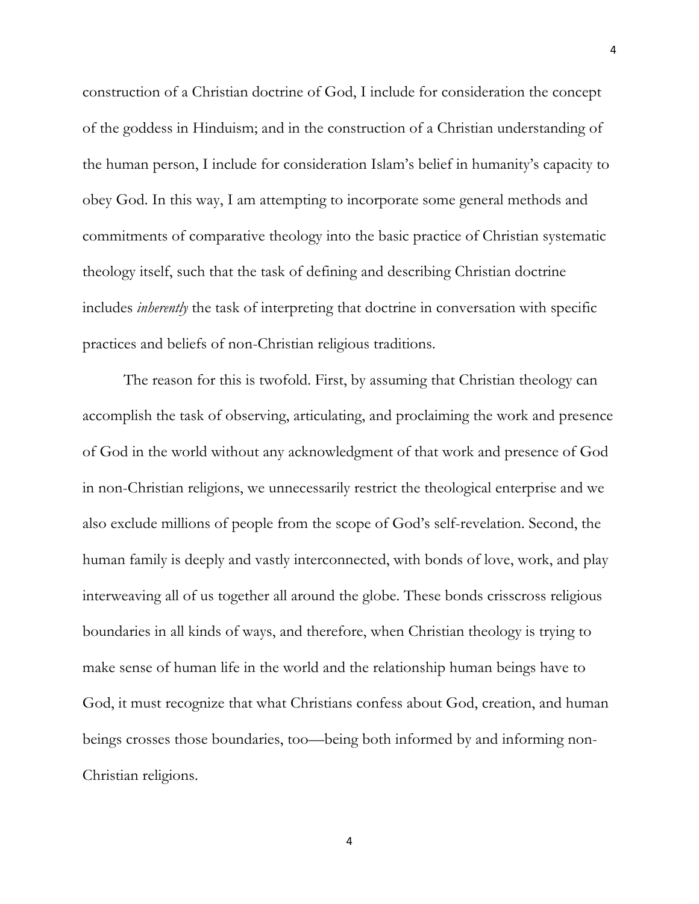construction of a Christian doctrine of God, I include for consideration the concept of the goddess in Hinduism; and in the construction of a Christian understanding of the human person, I include for consideration Islam's belief in humanity's capacity to obey God. In this way, I am attempting to incorporate some general methods and commitments of comparative theology into the basic practice of Christian systematic theology itself, such that the task of defining and describing Christian doctrine includes *inherently* the task of interpreting that doctrine in conversation with specific practices and beliefs of non-Christian religious traditions.

The reason for this is twofold. First, by assuming that Christian theology can accomplish the task of observing, articulating, and proclaiming the work and presence of God in the world without any acknowledgment of that work and presence of God in non-Christian religions, we unnecessarily restrict the theological enterprise and we also exclude millions of people from the scope of God's self-revelation. Second, the human family is deeply and vastly interconnected, with bonds of love, work, and play interweaving all of us together all around the globe. These bonds crisscross religious boundaries in all kinds of ways, and therefore, when Christian theology is trying to make sense of human life in the world and the relationship human beings have to God, it must recognize that what Christians confess about God, creation, and human beings crosses those boundaries, too—being both informed by and informing non-Christian religions.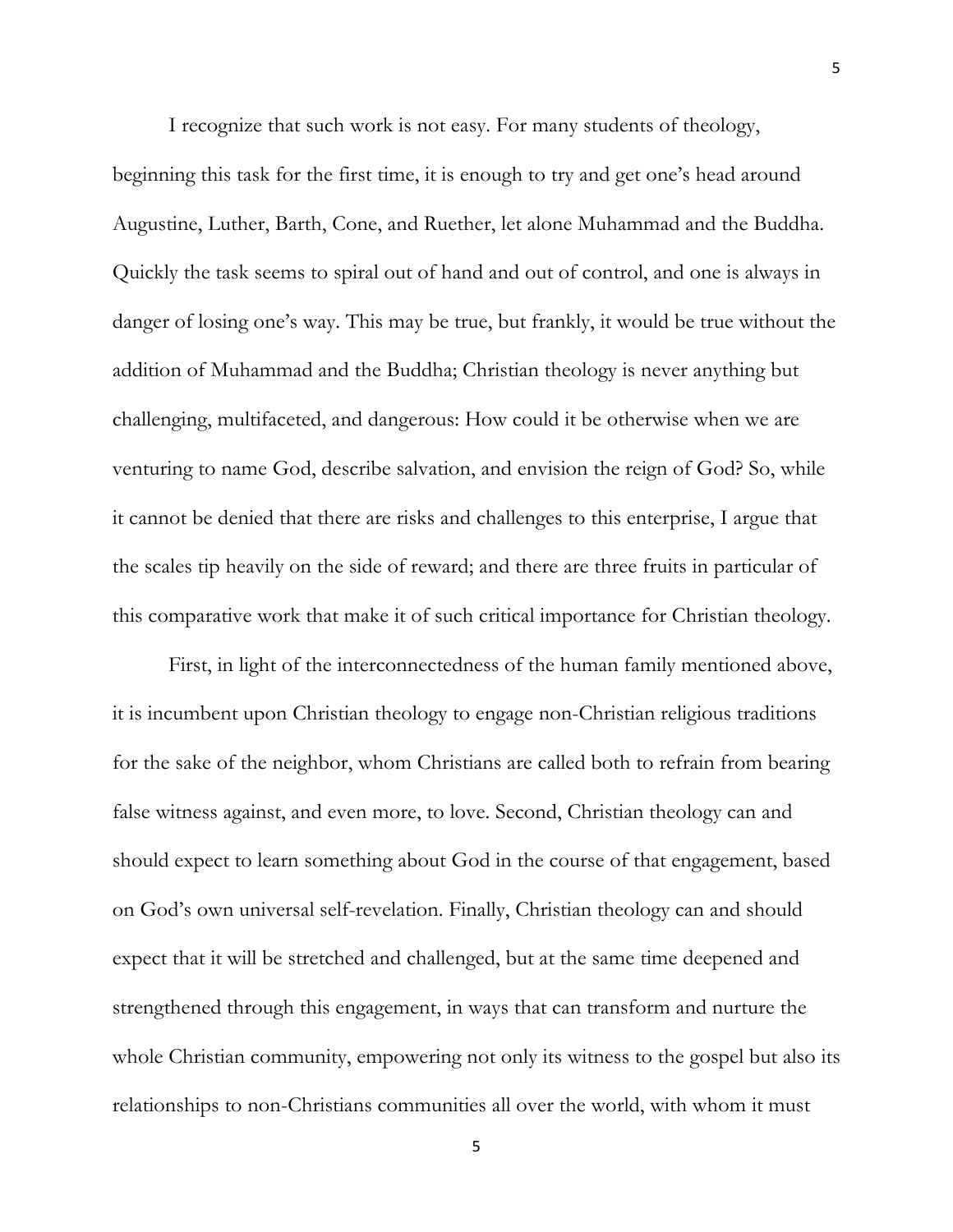I recognize that such work is not easy. For many students of theology, beginning this task for the first time, it is enough to try and get one's head around Augustine, Luther, Barth, Cone, and Ruether, let alone Muhammad and the Buddha. Quickly the task seems to spiral out of hand and out of control, and one is always in danger of losing one's way. This may be true, but frankly, it would be true without the addition of Muhammad and the Buddha; Christian theology is never anything but challenging, multifaceted, and dangerous: How could it be otherwise when we are venturing to name God, describe salvation, and envision the reign of God? So, while it cannot be denied that there are risks and challenges to this enterprise, I argue that the scales tip heavily on the side of reward; and there are three fruits in particular of this comparative work that make it of such critical importance for Christian theology.

First, in light of the interconnectedness of the human family mentioned above, it is incumbent upon Christian theology to engage non-Christian religious traditions for the sake of the neighbor, whom Christians are called both to refrain from bearing false witness against, and even more, to love. Second, Christian theology can and should expect to learn something about God in the course of that engagement, based on God's own universal self-revelation. Finally, Christian theology can and should expect that it will be stretched and challenged, but at the same time deepened and strengthened through this engagement, in ways that can transform and nurture the whole Christian community, empowering not only its witness to the gospel but also its relationships to non-Christians communities all over the world, with whom it must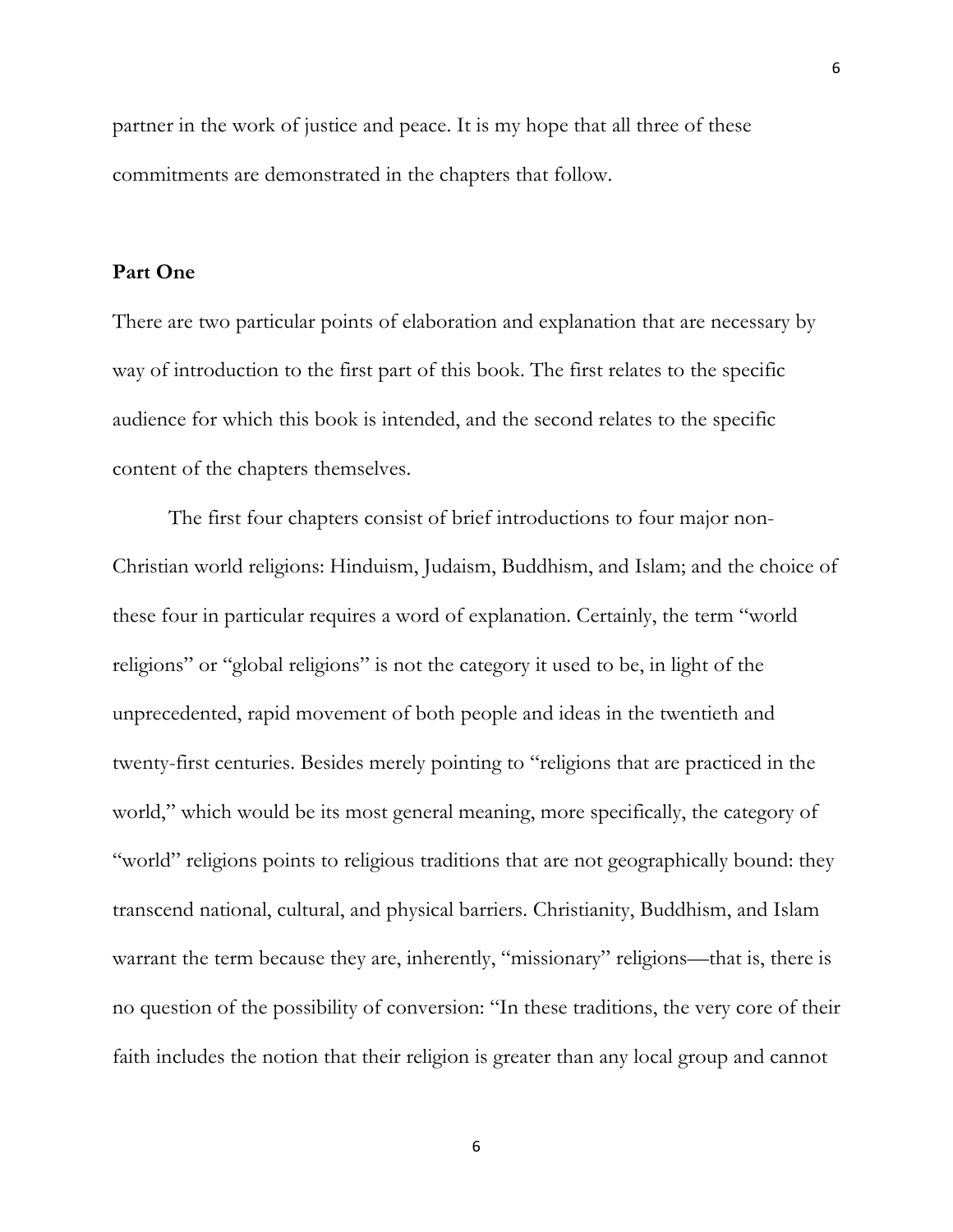partner in the work of justice and peace. It is my hope that all three of these commitments are demonstrated in the chapters that follow.

## Part One

There are two particular points of elaboration and explanation that are necessary by way of introduction to the first part of this book. The first relates to the specific audience for which this book is intended, and the second relates to the specific content of the chapters themselves.

The first four chapters consist of brief introductions to four major non-Christian world religions: Hinduism, Judaism, Buddhism, and Islam; and the choice of these four in particular requires a word of explanation. Certainly, the term "world religions" or "global religions" is not the category it used to be, in light of the unprecedented, rapid movement of both people and ideas in the twentieth and twenty-first centuries. Besides merely pointing to "religions that are practiced in the world," which would be its most general meaning, more specifically, the category of "world" religions points to religious traditions that are not geographically bound: they transcend national, cultural, and physical barriers. Christianity, Buddhism, and Islam warrant the term because they are, inherently, "missionary" religions—that is, there is no question of the possibility of conversion: "In these traditions, the very core of their faith includes the notion that their religion is greater than any local group and cannot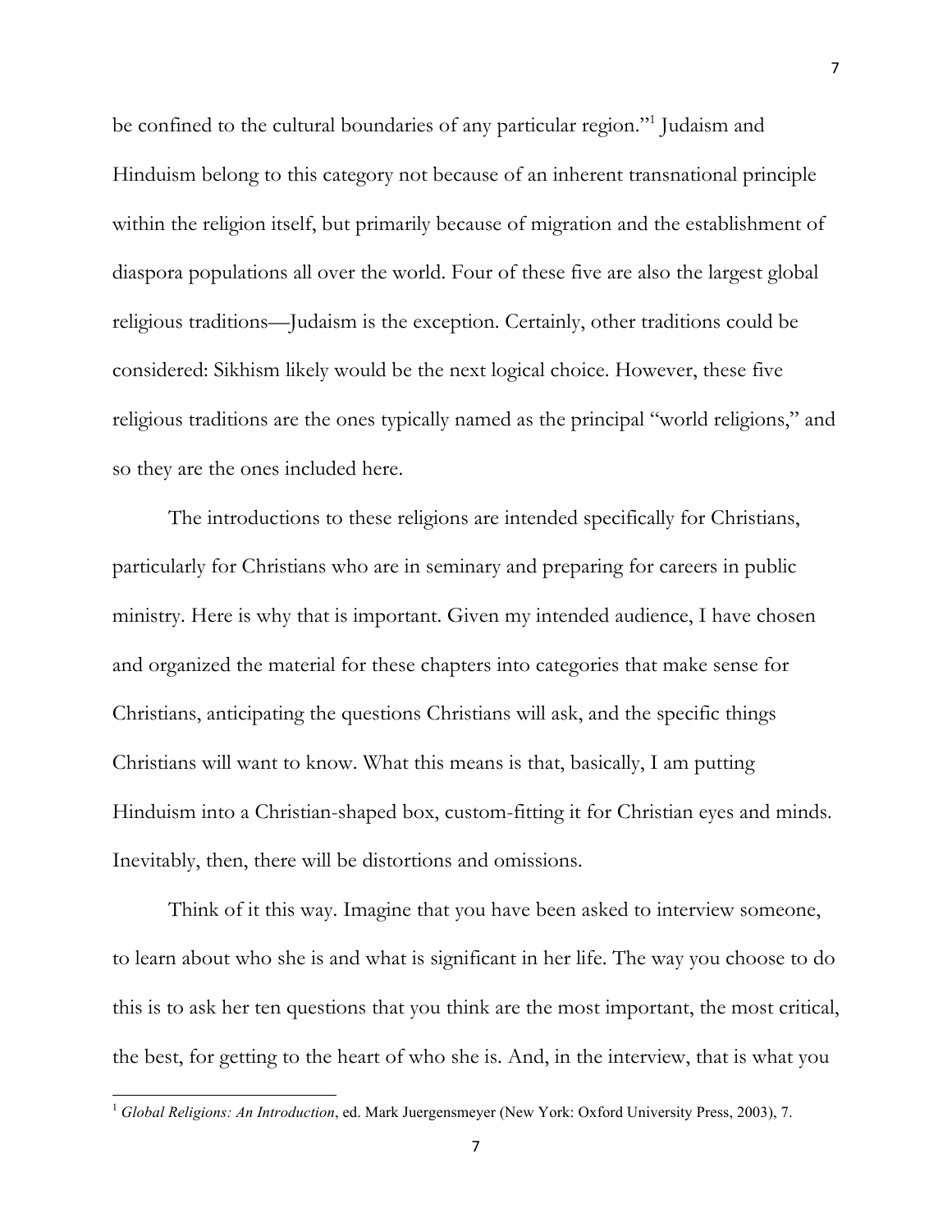be confined to the cultural boundaries of any particular region."[1] Judaism and Hinduism belong to this category not because of an inherent transnational principle within the religion itself, but primarily because of migration and the establishment of diaspora populations all over the world. Four of these five are also the largest global religious traditions—Judaism is the exception. Certainly, other traditions could be considered: Sikhism likely would be the next logical choice. However, these five religious traditions are the ones typically named as the principal "world religions," and so they are the ones included here.

The introductions to these religions are intended specifically for Christians, particularly for Christians who are in seminary and preparing for careers in public ministry. Here is why that is important. Given my intended audience, I have chosen and organized the material for these chapters into categories that make sense for Christians, anticipating the questions Christians will ask, and the specific things Christians will want to know. What this means is that, basically, I am putting Hinduism into a Christian-shaped box, custom-fitting it for Christian eyes and minds. Inevitably, then, there will be distortions and omissions.

Think of it this way. Imagine that you have been asked to interview someone, to learn about who she is and what is significant in her life. The way you choose to do this is to ask her ten questions that you think are the most important, the most critical, the best, for getting to the heart of who she is. And, in the interview, that is what you

[1] *Global Religions: An Introduction*, ed. Mark Juergensmeyer (New York: Oxford University Press, 2003), 7.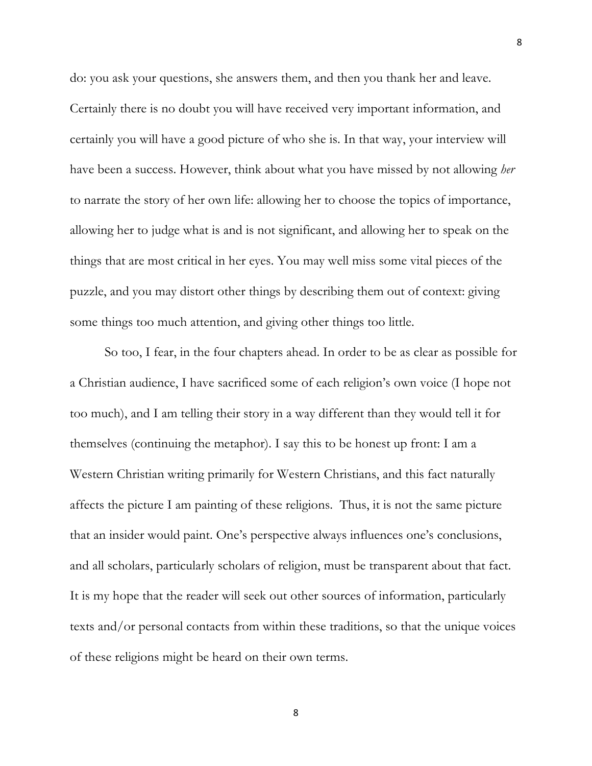do: you ask your questions, she answers them, and then you thank her and leave. Certainly there is no doubt you will have received very important information, and certainly you will have a good picture of who she is. In that way, your interview will have been a success. However, think about what you have missed by not allowing *her* to narrate the story of her own life: allowing her to choose the topics of importance, allowing her to judge what is and is not significant, and allowing her to speak on the things that are most critical in her eyes. You may well miss some vital pieces of the puzzle, and you may distort other things by describing them out of context: giving some things too much attention, and giving other things too little.

So too, I fear, in the four chapters ahead. In order to be as clear as possible for a Christian audience, I have sacrificed some of each religion's own voice (I hope not too much), and I am telling their story in a way different than they would tell it for themselves (continuing the metaphor). I say this to be honest up front: I am a Western Christian writing primarily for Western Christians, and this fact naturally affects the picture I am painting of these religions. Thus, it is not the same picture that an insider would paint. One's perspective always influences one's conclusions, and all scholars, particularly scholars of religion, must be transparent about that fact. It is my hope that the reader will seek out other sources of information, particularly texts and/or personal contacts from within these traditions, so that the unique voices of these religions might be heard on their own terms.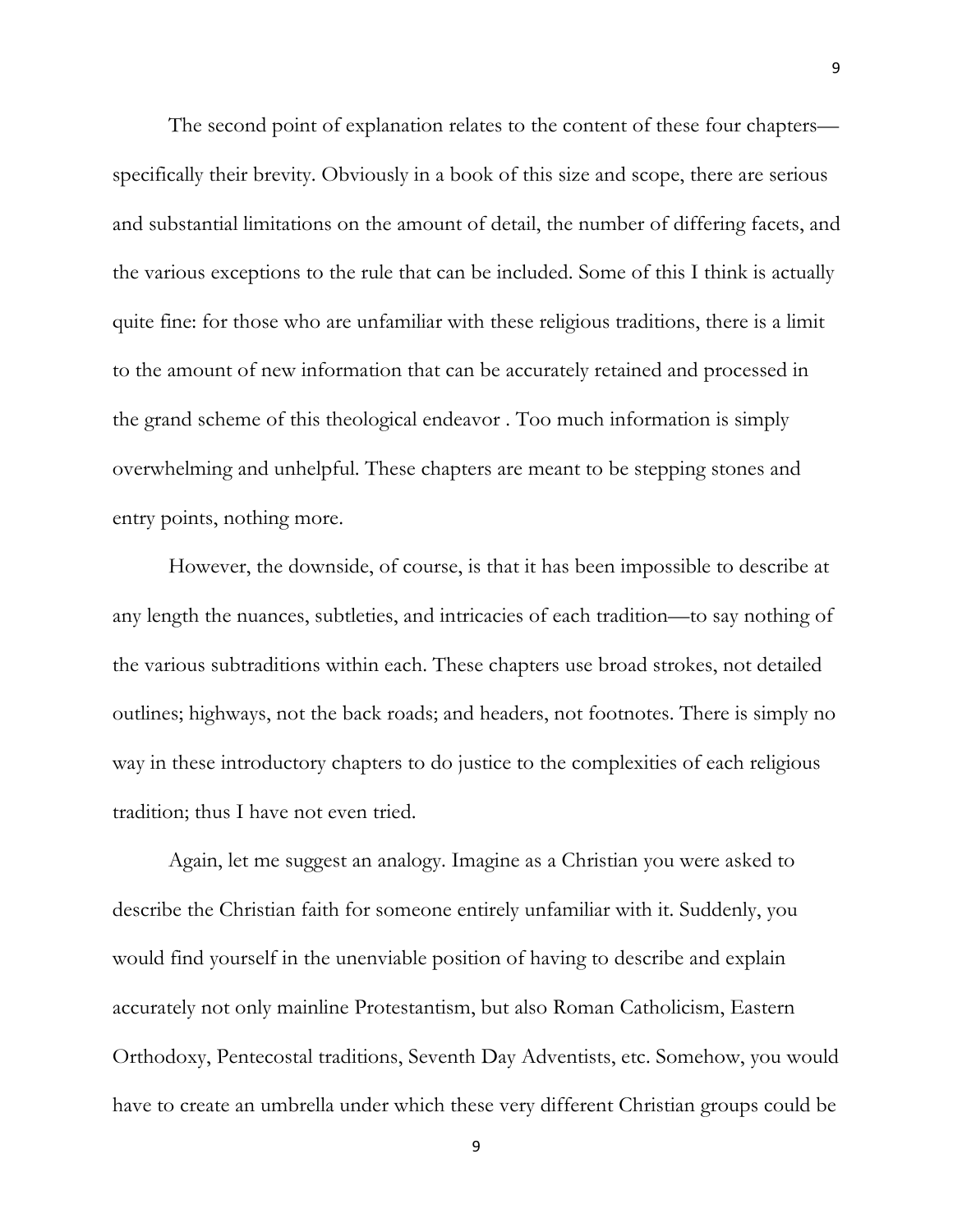The second point of explanation relates to the content of these four chapters—specifically their brevity. Obviously in a book of this size and scope, there are serious and substantial limitations on the amount of detail, the number of differing facets, and the various exceptions to the rule that can be included. Some of this I think is actually quite fine: for those who are unfamiliar with these religious traditions, there is a limit to the amount of new information that can be accurately retained and processed in the grand scheme of this theological endeavor . Too much information is simply overwhelming and unhelpful. These chapters are meant to be stepping stones and entry points, nothing more.

However, the downside, of course, is that it has been impossible to describe at any length the nuances, subtleties, and intricacies of each tradition—to say nothing of the various subtraditions within each. These chapters use broad strokes, not detailed outlines; highways, not the back roads; and headers, not footnotes. There is simply no way in these introductory chapters to do justice to the complexities of each religious tradition; thus I have not even tried.

Again, let me suggest an analogy. Imagine as a Christian you were asked to describe the Christian faith for someone entirely unfamiliar with it. Suddenly, you would find yourself in the unenviable position of having to describe and explain accurately not only mainline Protestantism, but also Roman Catholicism, Eastern Orthodoxy, Pentecostal traditions, Seventh Day Adventists, etc. Somehow, you would have to create an umbrella under which these very different Christian groups could be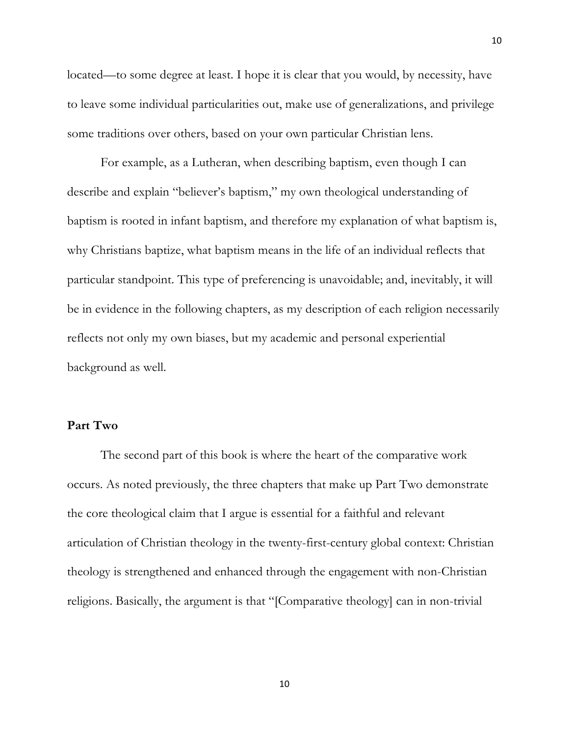located—to some degree at least. I hope it is clear that you would, by necessity, have to leave some individual particularities out, make use of generalizations, and privilege some traditions over others, based on your own particular Christian lens.

For example, as a Lutheran, when describing baptism, even though I can describe and explain "believer's baptism," my own theological understanding of baptism is rooted in infant baptism, and therefore my explanation of what baptism is, why Christians baptize, what baptism means in the life of an individual reflects that particular standpoint. This type of preferencing is unavoidable; and, inevitably, it will be in evidence in the following chapters, as my description of each religion necessarily reflects not only my own biases, but my academic and personal experiential background as well.

**Part Two**

The second part of this book is where the heart of the comparative work occurs. As noted previously, the three chapters that make up Part Two demonstrate the core theological claim that I argue is essential for a faithful and relevant articulation of Christian theology in the twenty-first-century global context: Christian theology is strengthened and enhanced through the engagement with non-Christian religions. Basically, the argument is that "[Comparative theology] can in non-trivial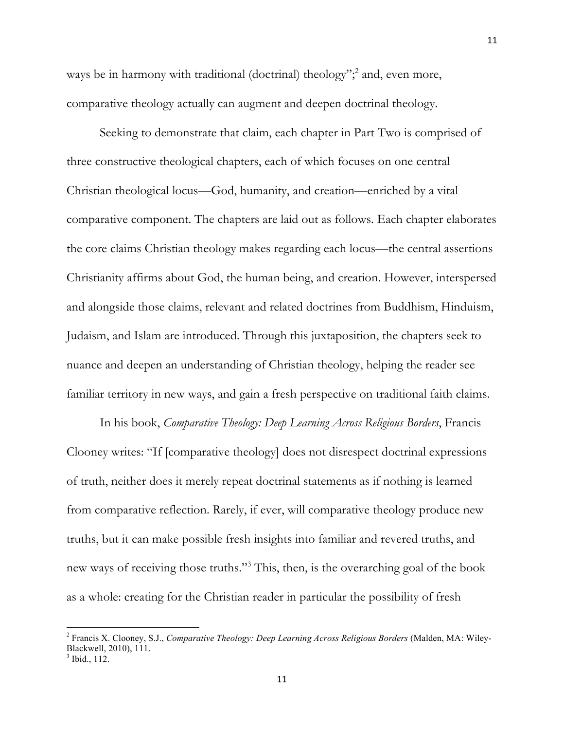ways be in harmony with traditional (doctrinal) theology";[2] and, even more, comparative theology actually can augment and deepen doctrinal theology.

Seeking to demonstrate that claim, each chapter in Part Two is comprised of three constructive theological chapters, each of which focuses on one central Christian theological locus—God, humanity, and creation—enriched by a vital comparative component. The chapters are laid out as follows. Each chapter elaborates the core claims Christian theology makes regarding each locus—the central assertions Christianity affirms about God, the human being, and creation. However, interspersed and alongside those claims, relevant and related doctrines from Buddhism, Hinduism, Judaism, and Islam are introduced. Through this juxtaposition, the chapters seek to nuance and deepen an understanding of Christian theology, helping the reader see familiar territory in new ways, and gain a fresh perspective on traditional faith claims.

In his book, *Comparative Theology: Deep Learning Across Religious Borders*, Francis Clooney writes: "If [comparative theology] does not disrespect doctrinal expressions of truth, neither does it merely repeat doctrinal statements as if nothing is learned from comparative reflection. Rarely, if ever, will comparative theology produce new truths, but it can make possible fresh insights into familiar and revered truths, and new ways of receiving those truths."[3] This, then, is the overarching goal of the book as a whole: creating for the Christian reader in particular the possibility of fresh

---

[2] Francis X. Clooney, S.J., *Comparative Theology: Deep Learning Across Religious Borders* (Malden, MA: Wiley-Blackwell, 2010), 111.

[3] Ibid., 112.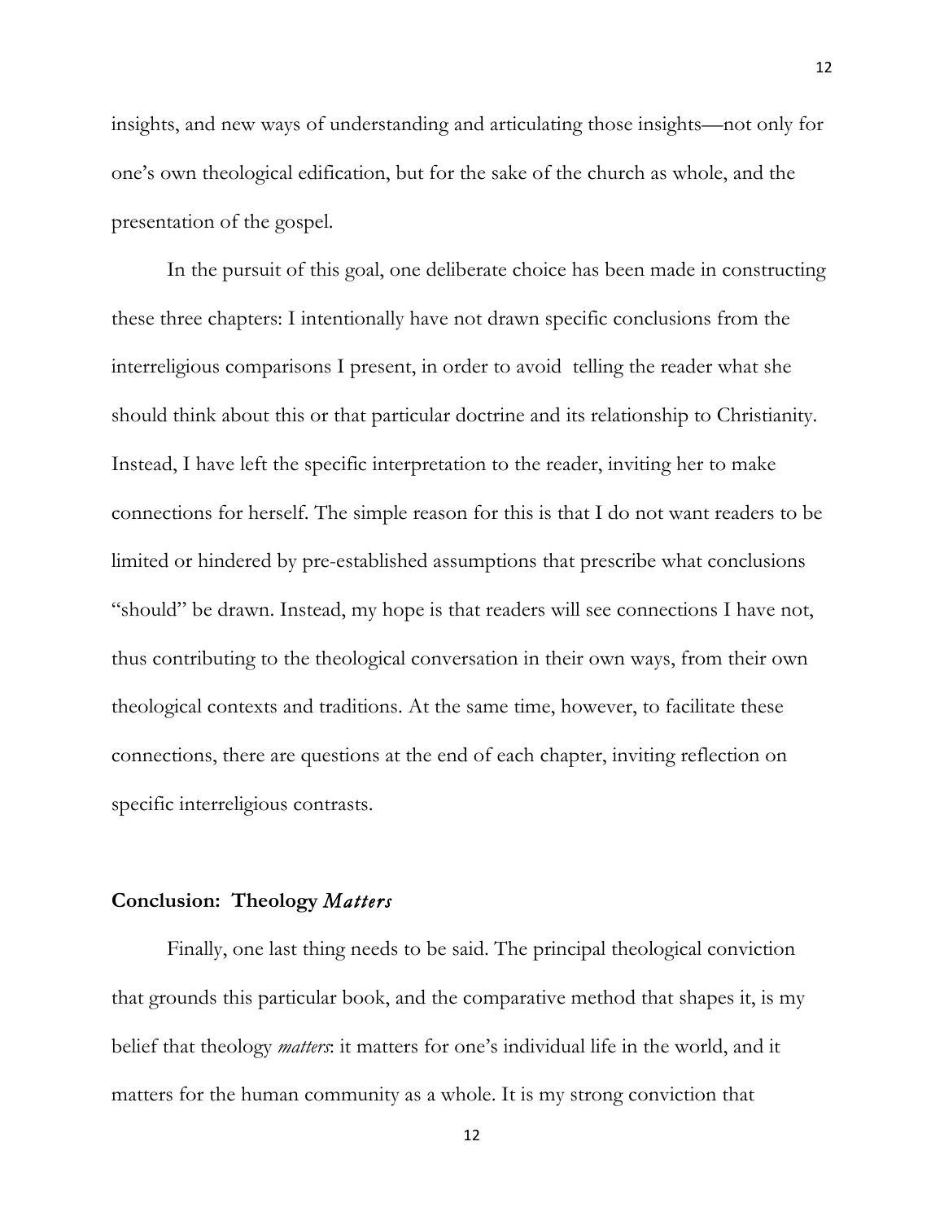insights, and new ways of understanding and articulating those insights—not only for one's own theological edification, but for the sake of the church as whole, and the presentation of the gospel.

In the pursuit of this goal, one deliberate choice has been made in constructing these three chapters: I intentionally have not drawn specific conclusions from the interreligious comparisons I present, in order to avoid telling the reader what she should think about this or that particular doctrine and its relationship to Christianity. Instead, I have left the specific interpretation to the reader, inviting her to make connections for herself. The simple reason for this is that I do not want readers to be limited or hindered by pre-established assumptions that prescribe what conclusions "should" be drawn. Instead, my hope is that readers will see connections I have not, thus contributing to the theological conversation in their own ways, from their own theological contexts and traditions. At the same time, however, to facilitate these connections, there are questions at the end of each chapter, inviting reflection on specific interreligious contrasts.

## Conclusion: Theology *Matters*

Finally, one last thing needs to be said. The principal theological conviction that grounds this particular book, and the comparative method that shapes it, is my belief that theology *matters*: it matters for one's individual life in the world, and it matters for the human community as a whole. It is my strong conviction that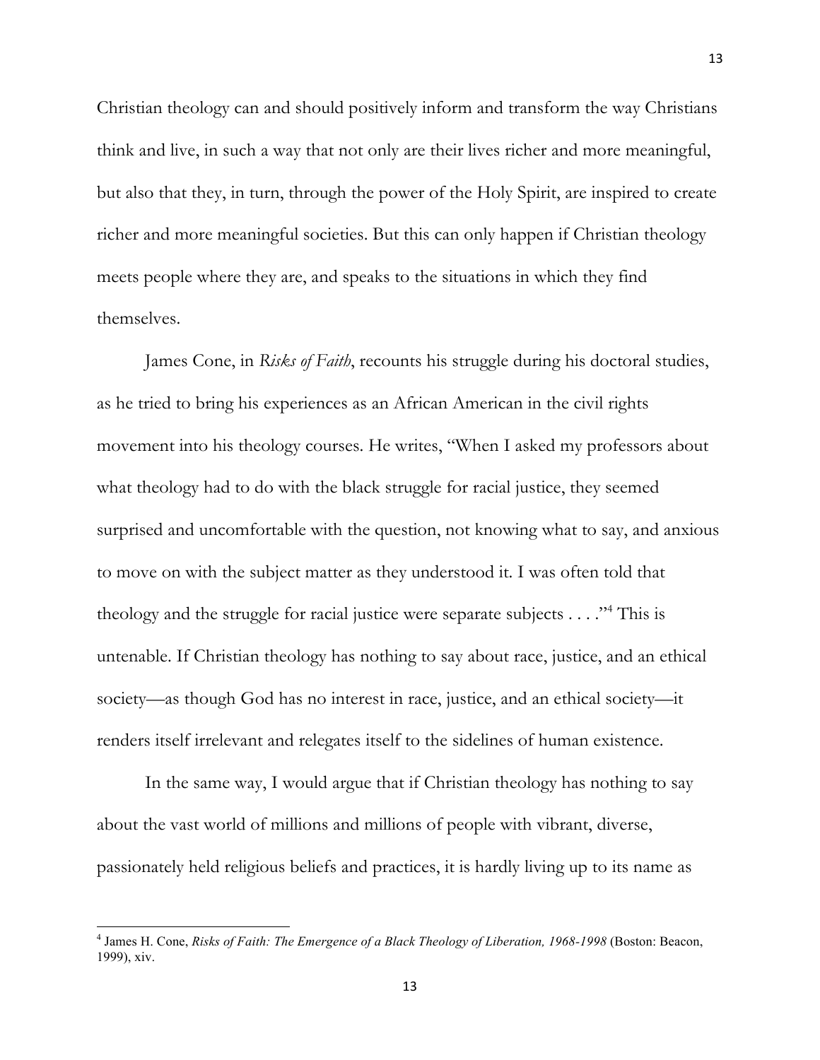Christian theology can and should positively inform and transform the way Christians think and live, in such a way that not only are their lives richer and more meaningful, but also that they, in turn, through the power of the Holy Spirit, are inspired to create richer and more meaningful societies. But this can only happen if Christian theology meets people where they are, and speaks to the situations in which they find themselves.

James Cone, in *Risks of Faith*, recounts his struggle during his doctoral studies, as he tried to bring his experiences as an African American in the civil rights movement into his theology courses. He writes, "When I asked my professors about what theology had to do with the black struggle for racial justice, they seemed surprised and uncomfortable with the question, not knowing what to say, and anxious to move on with the subject matter as they understood it. I was often told that theology and the struggle for racial justice were separate subjects . . . ."[4] This is untenable. If Christian theology has nothing to say about race, justice, and an ethical society—as though God has no interest in race, justice, and an ethical society—it renders itself irrelevant and relegates itself to the sidelines of human existence.

In the same way, I would argue that if Christian theology has nothing to say about the vast world of millions and millions of people with vibrant, diverse, passionately held religious beliefs and practices, it is hardly living up to its name as

---

[4] James H. Cone, *Risks of Faith: The Emergence of a Black Theology of Liberation, 1968-1998* (Boston: Beacon, 1999), xiv.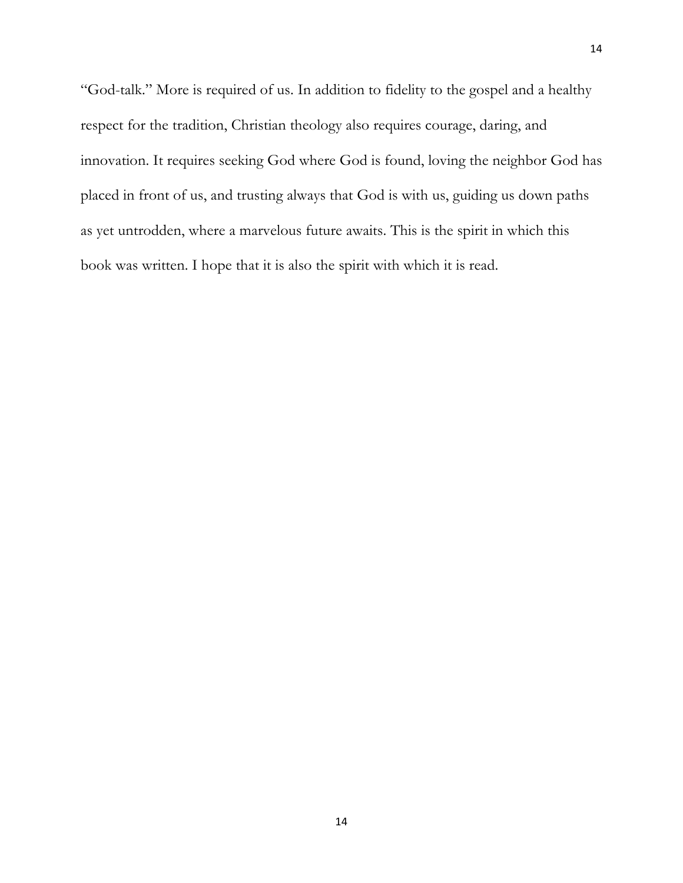"God-talk." More is required of us. In addition to fidelity to the gospel and a healthy respect for the tradition, Christian theology also requires courage, daring, and innovation. It requires seeking God where God is found, loving the neighbor God has placed in front of us, and trusting always that God is with us, guiding us down paths as yet untrodden, where a marvelous future awaits. This is the spirit in which this book was written. I hope that it is also the spirit with which it is read.